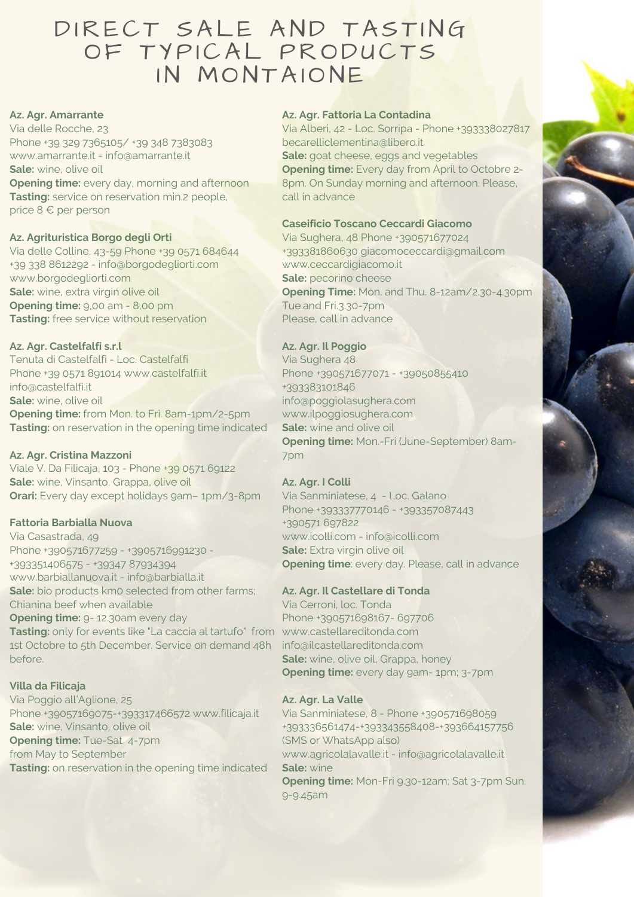# DIRECT SALE AND TASTING OF TYPICAL PRODUCTS IN MONTAIONE

**Az. Agr. Amarrante**
Via delle Rocche, 23
Phone +39 329 7365105/ +39 348 7383083
www.amarrante.it - info@amarrante.it
**Sale:** wine, olive oil
**Opening time:** every day, morning and afternoon
**Tasting:** service on reservation min.2 people, price 8 € per person

**Az. Agrituristica Borgo degli Orti**
Via delle Colline, 43-59 Phone +39 0571 684644 +39 338 8612292 - info@borgodegliorti.com
www.borgodegliorti.com
**Sale:** wine, extra virgin olive oil
**Opening time:** 9,00 am - 8,00 pm
**Tasting:** free service without reservation

**Az. Agr. Castelfalfi s.r.l**
Tenuta di Castelfalfi - Loc. Castelfalfi
Phone +39 0571 891014 www.castelfalfi.it
info@castelfalfi.it
**Sale:** wine, olive oil
**Opening time:** from Mon. to Fri. 8am-1pm/2-5pm
**Tasting:** on reservation in the opening time indicated

**Az. Agr. Cristina Mazzoni**
Viale V. Da Filicaja, 103 - Phone +39 0571 69122
**Sale:** wine, Vinsanto, Grappa, olive oil
**Orari:** Every day except holidays 9am– 1pm/3-8pm

**Fattoria Barbialla Nuova**
Via Casastrada, 49
Phone +390571677259 - +3905716991230 - +393351406575 - +39347 87934394
www.barbiallanuova.it - info@barbialla.it
**Sale:** bio products km0 selected from other farms; Chianina beef when available
**Opening time:** 9- 12.30am every day
**Tasting:** only for events like "La caccia al tartufo" from 1st Octobre to 5th December. Service on demand 48h before.

**Villa da Filicaja**
Via Poggio all'Aglione, 25
Phone +39057169075-+393317466572 www.filicaja.it
**Sale:** wine, Vinsanto, olive oil
**Opening time:** Tue-Sat 4-7pm
from May to September
**Tasting:** on reservation in the opening time indicated

**Az. Agr. Fattoria La Contadina**
Via Alberi, 42 - Loc. Sorripa - Phone +393338027817
becarelliclementina@libero.it
**Sale:** goat cheese, eggs and vegetables
**Opening time:** Every day from April to Octobre 2-8pm. On Sunday morning and afternoon. Please, call in advance

**Caseificio Toscano Ceccardi Giacomo**
Via Sughera, 48 Phone +390571677024
+393381860630 giacomoceccardi@gmail.com
www.ceccardigiacomo.it
**Sale:** pecorino cheese
**Opening Time:** Mon. and Thu. 8-12am/2.30-4.30pm Tue.and Fri.3.30-7pm
Please, call in advance

**Az. Agr. Il Poggio**
Via Sughera 48
Phone +390571677071 - +39050855410
+393383101846
info@poggiolasughera.com
www.ilpoggiosughera.com
**Sale:** wine and olive oil
**Opening time:** Mon.-Fri (June-September) 8am-7pm

**Az. Agr. I Colli**
Via Sanminiatese, 4 - Loc. Galano
Phone +393337770146 - +393357087443
+390571 697822
www.icolli.com - info@icolli.com
**Sale:** Extra virgin olive oil
**Opening time**: every day. Please, call in advance

**Az. Agr. Il Castellare di Tonda**
Via Cerroni, loc. Tonda
Phone +390571698167- 697706
www.castellareditonda.com
info@ilcastellareditonda.com
**Sale:** wine, olive oil, Grappa, honey
**Opening time:** every day 9am- 1pm; 3-7pm

**Az. Agr. La Valle**
Via Sanminiatese, 8 - Phone +390571698059
+393336561474-+393343558408-+393664157756
(SMS or WhatsApp also)
www.agricolalavalle.it - info@agricolalavalle.it
**Sale:** wine
**Opening time:** Mon-Fri 9.30-12am; Sat 3-7pm Sun. 9-9.45am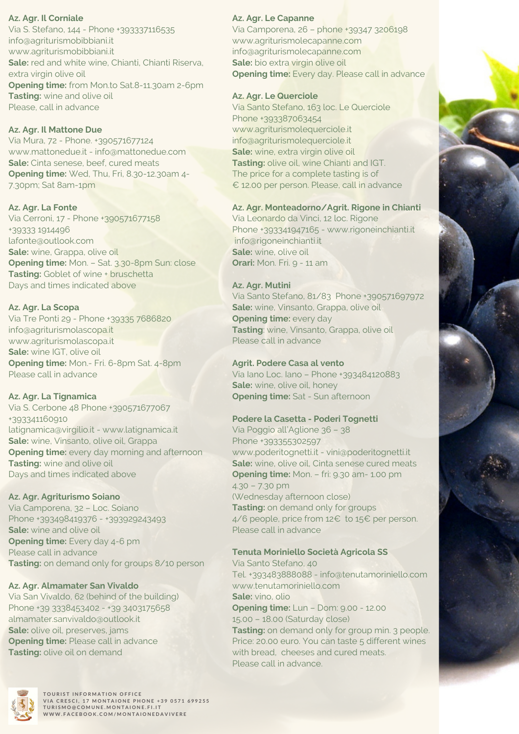**Az. Agr. Il Corniale**
Via S. Stefano, 144 - Phone +393337116535
info@agriturismobibbiani.it
www.agriturismobibbiani.it
**Sale:** red and white wine, Chianti, Chianti Riserva, extra virgin olive oil
**Opening time:** from Mon.to Sat.8-11.30am 2-6pm
**Tasting:** wine and olive oil
Please, call in advance

**Az. Agr. Il Mattone Due**
Via Mura, 72 - Phone. +390571677124
www.mattonedue.it - info@mattonedue.com
**Sale:** Cinta senese, beef, cured meats
**Opening time:** Wed, Thu, Fri, 8.30-12.30am 4-7.30pm; Sat 8am-1pm

**Az. Agr. La Fonte**
Via Cerroni, 17 - Phone +390571677158
+39333 1914496
lafonte@outlook.com
**Sale:** wine, Grappa, olive oil
**Opening time:** Mon. – Sat. 3.30-8pm Sun: close
**Tasting:** Goblet of wine + bruschetta
Days and times indicated above

**Az. Agr. La Scopa**
Via Tre Ponti 29 - Phone +39335 7686820
info@agriturismolascopa.it
www.agriturismolascopa.it
**Sale:** wine IGT, olive oil
**Opening time:** Mon.- Fri. 6-8pm Sat. 4-8pm
Please call in advance

**Az. Agr. La Tignamica**
Via S. Cerbone 48 Phone +390571677067
+393341160910
latignamica@virgilio.it - www.latignamica.it
**Sale:** wine, Vinsanto, olive oil, Grappa
**Opening time:** every day morning and afternoon
**Tasting:** wine and olive oil
Days and times indicated above

**Az. Agr. Agriturismo Soiano**
Via Camporena, 32 – Loc. Soiano
Phone +393498419376 - +393929243493
**Sale:** wine and olive oil
**Opening time:** Every day 4-6 pm
Please call in advance
**Tasting:** on demand only for groups 8/10 person

**Az. Agr. Almamater San Vivaldo**
Via San Vivaldo, 62 (behind of the building)
Phone +39 3338453402 - +39 3403175658
almamater.sanvivaldo@outlook.it
**Sale:** olive oil, preserves, jams
**Opening time:** Please call in advance
**Tasting:** olive oil on demand

**Az. Agr. Le Capanne**
Via Camporena, 26 – phone +39347 3206198
www.agriturismolecapanne.com
info@agriturismolecapanne.com
**Sale:** bio extra virgin olive oil
**Opening time:** Every day. Please call in advance

**Az. Agr. Le Querciole**
Via Santo Stefano, 163 loc. Le Querciole
Phone +393387063454
www.agriturismolequerciole.it
info@agriturismolequerciole.it
**Sale:** wine, extra virgin olive oil
**Tasting:** olive oil, wine Chianti and IGT.
The price for a complete tasting is of € 12.00 per person. Please, call in advance

**Az. Agr. Monteadorno/Agrit. Rigone in Chianti**
Via Leonardo da Vinci, 12 loc. Rigone
Phone +393341947165 - www.rigoneinchianti.it
info@rigoneinchianti.it
**Sale:** wine, olive oil
**Orari:** Mon. Fri. 9 - 11 am

**Az. Agr. Mutini**
Via Santo Stefano, 81/83 Phone +390571697972
**Sale:** wine, Vinsanto, Grappa, olive oil
**Opening time:** every day
**Tasting**: wine, Vinsanto, Grappa, olive oil
Please call in advance

**Agrit. Podere Casa al vento**
Via Iano Loc. Iano – Phone +393484120883
**Sale:** wine, olive oil, honey
**Opening time:** Sat - Sun afternoon

**Podere la Casetta - Poderi Tognetti**
Via Poggio all'Aglione 36 – 38
Phone +393355302597
www.poderitognetti.it - vini@poderitognetti.it
**Sale:** wine, olive oil, Cinta senese cured meats
**Opening time:** Mon. – fri: 9.30 am- 1.00 pm
4.30 – 7.30 pm
(Wednesday afternoon close)
**Tasting:** on demand only for groups
4/6 people, price from 12€ to 15€ per person.
Please call in advance

**Tenuta Moriniello Società Agricola SS**
Via Santo Stefano, 40
Tel. +393483888088 - info@tenutamoriniello.com
www.tenutamoriniello.com
**Sale:** vino, olio
**Opening time:** Lun – Dom: 9.00 - 12.00
15.00 – 18.00 (Saturday close)
**Tasting:** on demand only for group min. 3 people.
Price: 20.00 euro. You can taste 5 different wines with bread, cheeses and cured meats.
Please call in advance.

TOURIST INFORMATION OFFICE
VIA CRESCI, 17 MONTAIONE PHONE +39 0571 699255
TURISMO@COMUNE.MONTAIONE.FI.IT
WWW.FACEBOOK.COM/MONTAIONEDAVIVERE